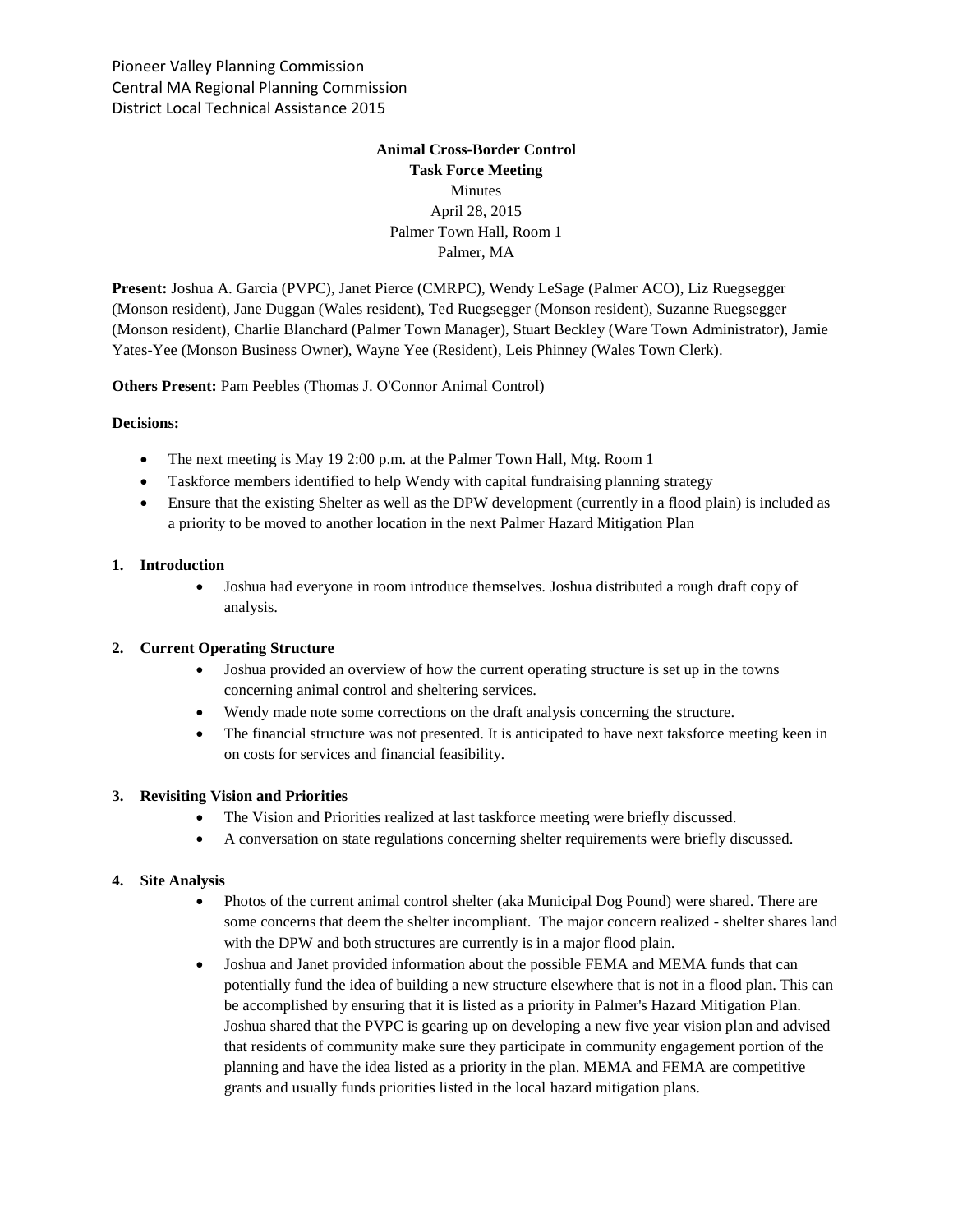Pioneer Valley Planning Commission
Central MA Regional Planning Commission
District Local Technical Assistance 2015

**Animal Cross-Border Control**
**Task Force Meeting**
Minutes
April 28, 2015
Palmer Town Hall, Room 1
Palmer, MA

**Present:** Joshua A. Garcia (PVPC), Janet Pierce (CMRPC), Wendy LeSage (Palmer ACO), Liz Ruegsegger (Monson resident), Jane Duggan (Wales resident), Ted Ruegsegger (Monson resident), Suzanne Ruegsegger (Monson resident), Charlie Blanchard (Palmer Town Manager), Stuart Beckley (Ware Town Administrator), Jamie Yates-Yee (Monson Business Owner), Wayne Yee (Resident), Leis Phinney (Wales Town Clerk).

**Others Present:** Pam Peebles (Thomas J. O'Connor Animal Control)

**Decisions:**

- The next meeting is May 19 2:00 p.m. at the Palmer Town Hall, Mtg. Room 1
- Taskforce members identified to help Wendy with capital fundraising planning strategy
- Ensure that the existing Shelter as well as the DPW development (currently in a flood plain) is included as a priority to be moved to another location in the next Palmer Hazard Mitigation Plan

**1. Introduction**

- Joshua had everyone in room introduce themselves. Joshua distributed a rough draft copy of analysis.

**2. Current Operating Structure**

- Joshua provided an overview of how the current operating structure is set up in the towns concerning animal control and sheltering services.
- Wendy made note some corrections on the draft analysis concerning the structure.
- The financial structure was not presented. It is anticipated to have next taksforce meeting keen in on costs for services and financial feasibility.

**3. Revisiting Vision and Priorities**

- The Vision and Priorities realized at last taskforce meeting were briefly discussed.
- A conversation on state regulations concerning shelter requirements were briefly discussed.

**4. Site Analysis**

- Photos of the current animal control shelter (aka Municipal Dog Pound) were shared. There are some concerns that deem the shelter incompliant. The major concern realized - shelter shares land with the DPW and both structures are currently is in a major flood plain.
- Joshua and Janet provided information about the possible FEMA and MEMA funds that can potentially fund the idea of building a new structure elsewhere that is not in a flood plan. This can be accomplished by ensuring that it is listed as a priority in Palmer's Hazard Mitigation Plan. Joshua shared that the PVPC is gearing up on developing a new five year vision plan and advised that residents of community make sure they participate in community engagement portion of the planning and have the idea listed as a priority in the plan. MEMA and FEMA are competitive grants and usually funds priorities listed in the local hazard mitigation plans.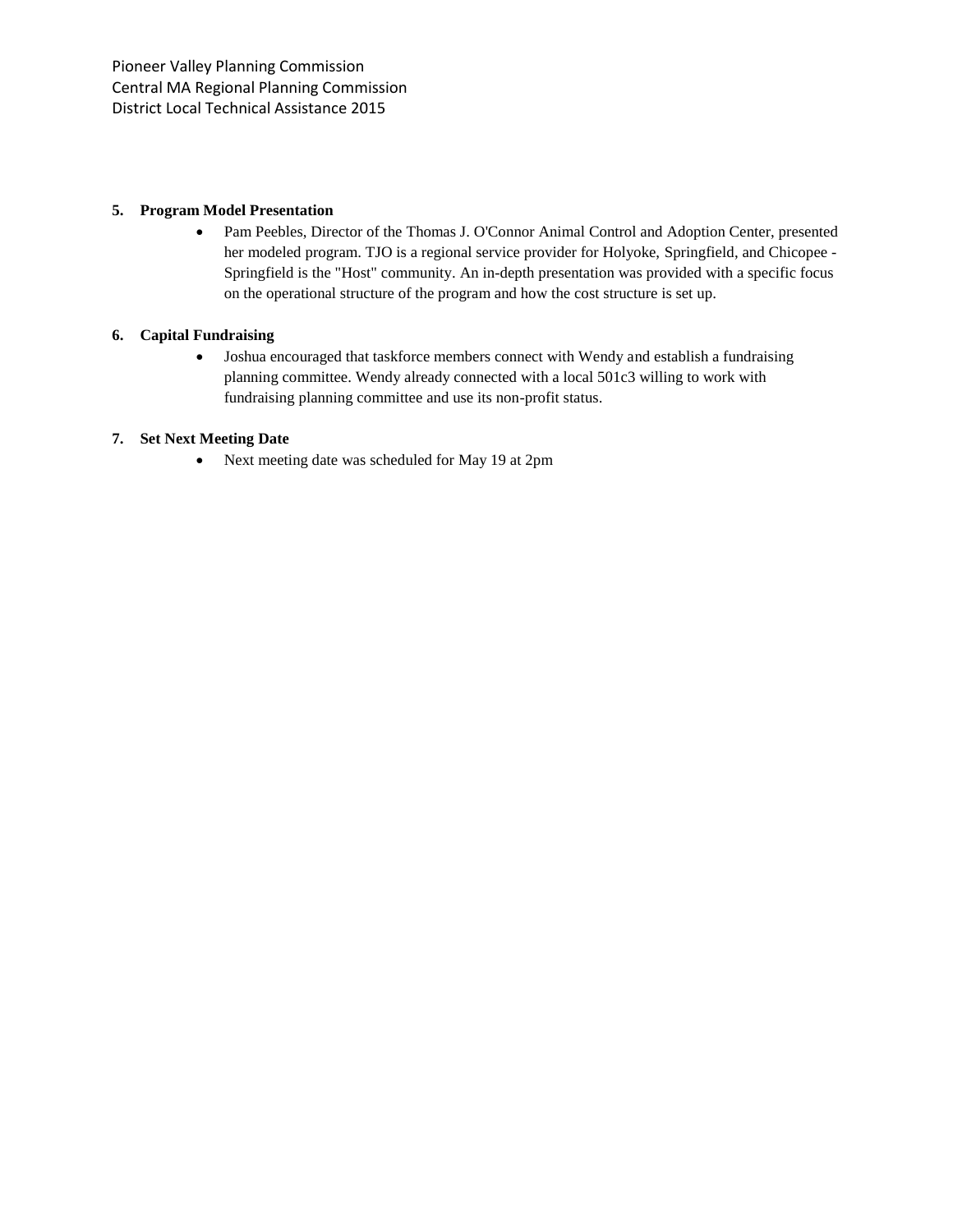**5. Program Model Presentation**

- Pam Peebles, Director of the Thomas J. O'Connor Animal Control and Adoption Center, presented her modeled program. TJO is a regional service provider for Holyoke, Springfield, and Chicopee - Springfield is the "Host" community. An in-depth presentation was provided with a specific focus on the operational structure of the program and how the cost structure is set up.

**6. Capital Fundraising**

- Joshua encouraged that taskforce members connect with Wendy and establish a fundraising planning committee. Wendy already connected with a local 501c3 willing to work with fundraising planning committee and use its non-profit status.

**7. Set Next Meeting Date**

- Next meeting date was scheduled for May 19 at 2pm